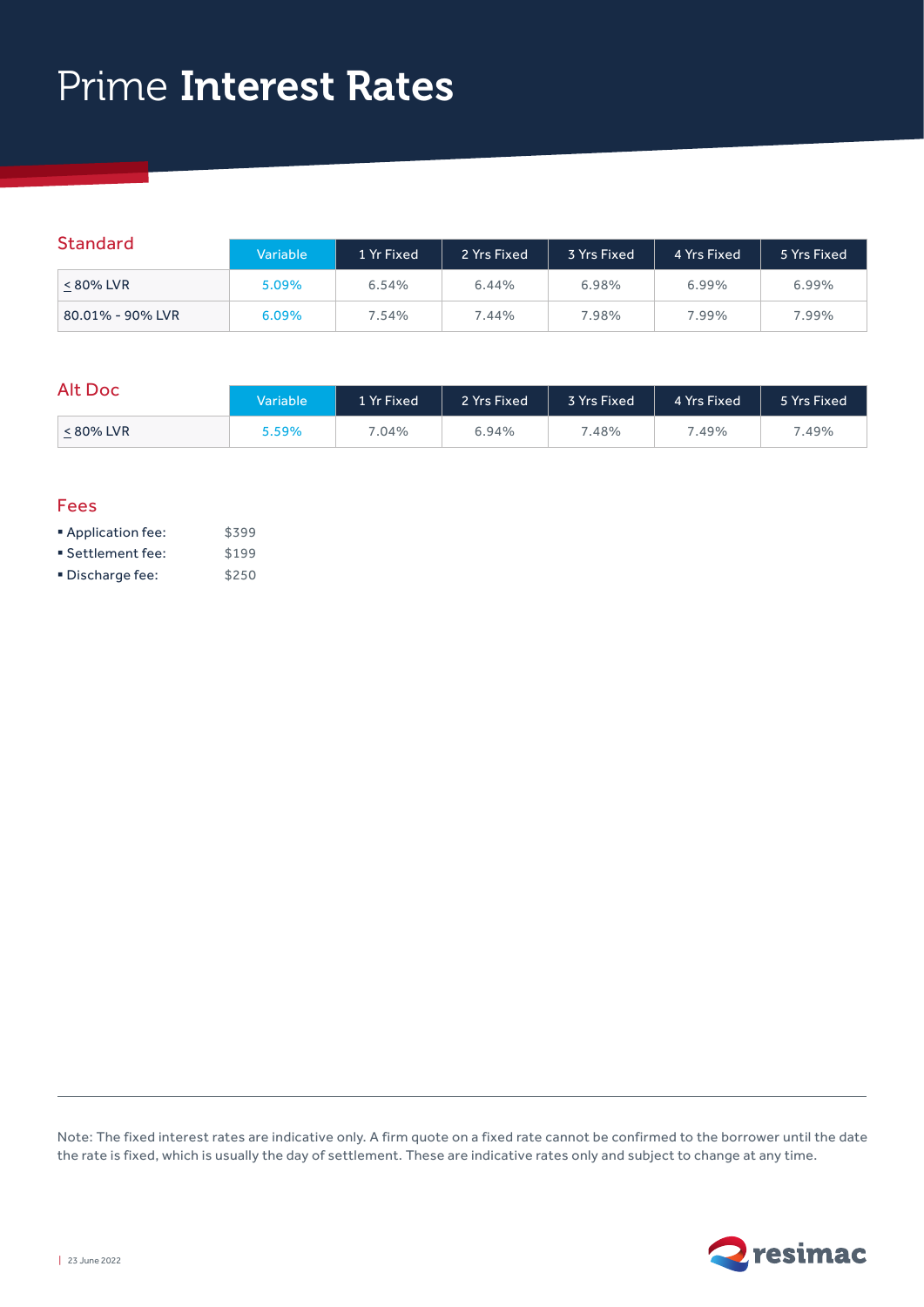# Prime **Interest Rates**

## Standard

| | Variable | 1 Yr Fixed | 2 Yrs Fixed | 3 Yrs Fixed | 4 Yrs Fixed | 5 Yrs Fixed |
|---|---|---|---|---|---|---|
| ≤ 80% LVR | 5.09% | 6.54% | 6.44% | 6.98% | 6.99% | 6.99% |
| 80.01% - 90% LVR | 6.09% | 7.54% | 7.44% | 7.98% | 7.99% | 7.99% |

## Alt Doc

| | Variable | 1 Yr Fixed | 2 Yrs Fixed | 3 Yrs Fixed | 4 Yrs Fixed | 5 Yrs Fixed |
|---|---|---|---|---|---|---|
| ≤ 80% LVR | 5.59% | 7.04% | 6.94% | 7.48% | 7.49% | 7.49% |

## Fees

- Application fee: $399
- Settlement fee: $199
- Discharge fee: $250

Note: The fixed interest rates are indicative only. A firm quote on a fixed rate cannot be confirmed to the borrower until the date the rate is fixed, which is usually the day of settlement. These are indicative rates only and subject to change at any time.

23 June 2022

resimac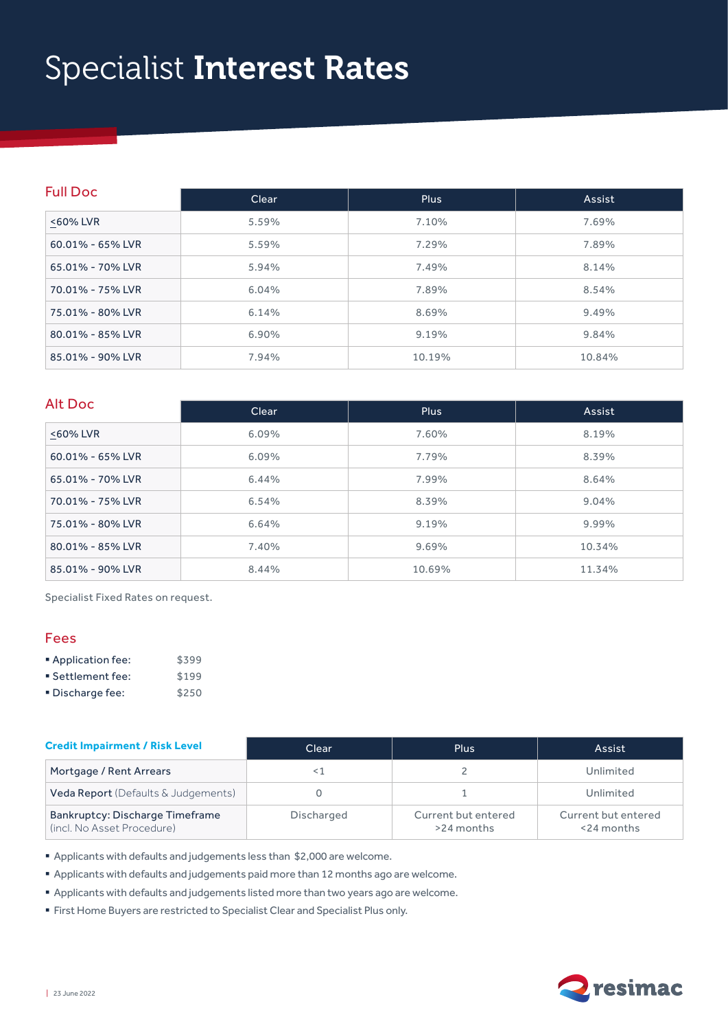# Specialist **Interest Rates**

## Full Doc

| Full Doc | Clear | Plus | Assist |
|---|---|---|---|
| ≤60% LVR | 5.59% | 7.10% | 7.69% |
| 60.01% - 65% LVR | 5.59% | 7.29% | 7.89% |
| 65.01% - 70% LVR | 5.94% | 7.49% | 8.14% |
| 70.01% - 75% LVR | 6.04% | 7.89% | 8.54% |
| 75.01% - 80% LVR | 6.14% | 8.69% | 9.49% |
| 80.01% - 85% LVR | 6.90% | 9.19% | 9.84% |
| 85.01% - 90% LVR | 7.94% | 10.19% | 10.84% |

## Alt Doc

| Alt Doc | Clear | Plus | Assist |
|---|---|---|---|
| ≤60% LVR | 6.09% | 7.60% | 8.19% |
| 60.01% - 65% LVR | 6.09% | 7.79% | 8.39% |
| 65.01% - 70% LVR | 6.44% | 7.99% | 8.64% |
| 70.01% - 75% LVR | 6.54% | 8.39% | 9.04% |
| 75.01% - 80% LVR | 6.64% | 9.19% | 9.99% |
| 80.01% - 85% LVR | 7.40% | 9.69% | 10.34% |
| 85.01% - 90% LVR | 8.44% | 10.69% | 11.34% |

Specialist Fixed Rates on request.

## Fees

- Application fee: $399
- Settlement fee: $199
- Discharge fee: $250

| **Credit Impairment / Risk Level** | Clear | Plus | Assist |
|---|---|---|---|
| Mortgage / Rent Arrears | <1 | 2 | Unlimited |
| **Veda Report** (Defaults & Judgements) | 0 | 1 | Unlimited |
| Bankruptcy: Discharge Timeframe (incl. No Asset Procedure) | Discharged | Current but entered >24 months | Current but entered <24 months |

- Applicants with defaults and judgements less than $2,000 are welcome.
- Applicants with defaults and judgements paid more than 12 months ago are welcome.
- Applicants with defaults and judgements listed more than two years ago are welcome.
- First Home Buyers are restricted to Specialist Clear and Specialist Plus only.

23 June 2022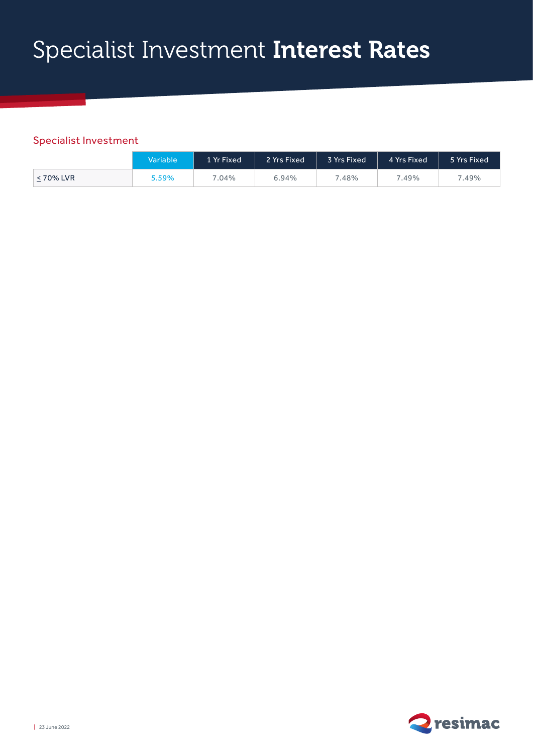# Specialist Investment **Interest Rates**

## Specialist Investment

| | Variable | 1 Yr Fixed | 2 Yrs Fixed | 3 Yrs Fixed | 4 Yrs Fixed | 5 Yrs Fixed |
|---|---|---|---|---|---|---|
| ≤ 70% LVR | 5.59% | 7.04% | 6.94% | 7.48% | 7.49% | 7.49% |

23 June 2022